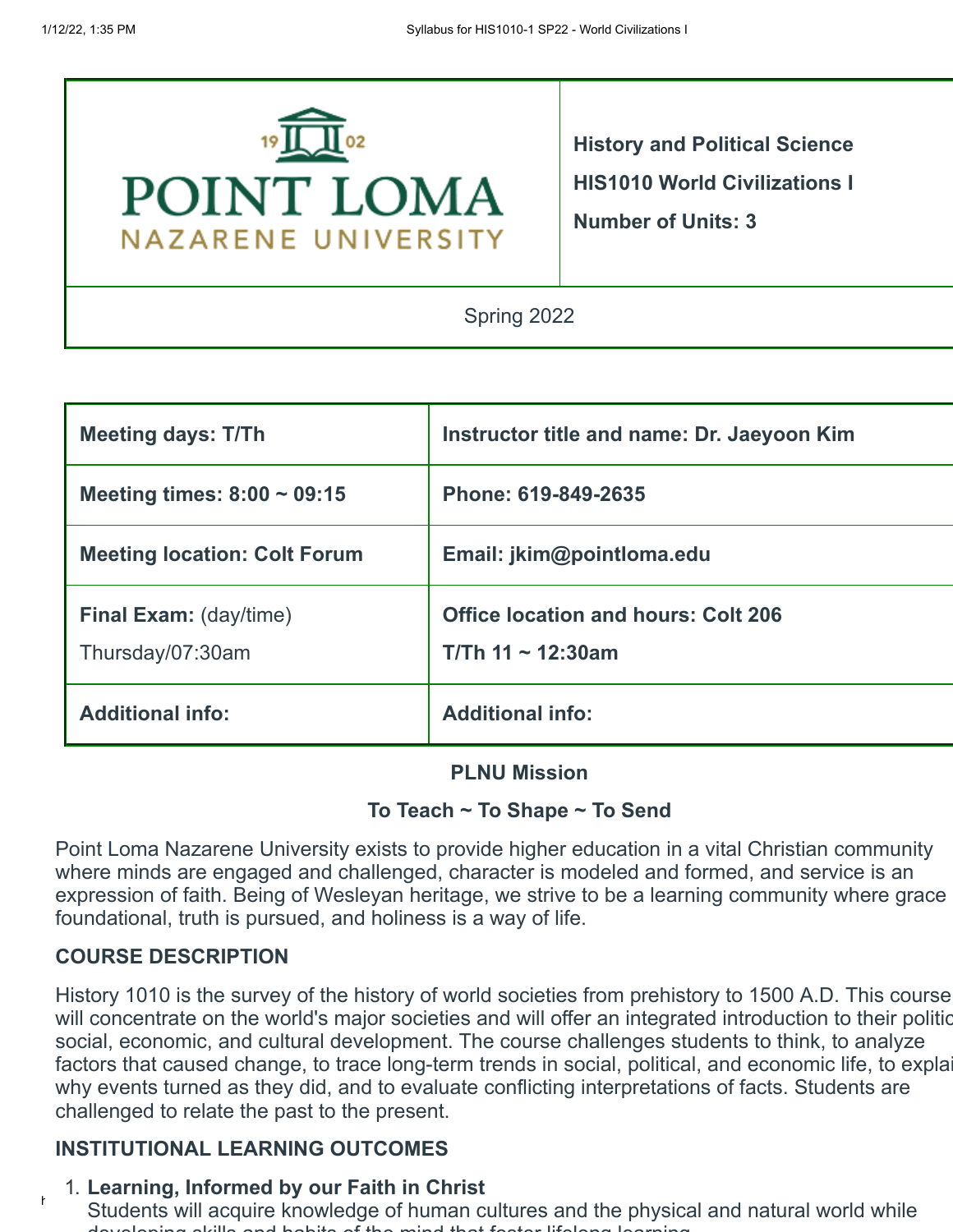| POINT LOMA NAZARENE UNIVERSITY | **History and Political Science**<br>**HIS1010 World Civilizations I**<br>**Number of Units: 3** |
|---|---|
| Spring 2022 | |

| **Meeting days: T/Th** | **Instructor title and name: Dr. Jaeyoon Kim** |
|---|---|
| **Meeting times: 8:00 ~ 09:15** | **Phone: 619-849-2635** |
| **Meeting location: Colt Forum** | **Email: jkim@pointloma.edu** |
| **Final Exam:** (day/time)<br>Thursday/07:30am | **Office location and hours: Colt 206**<br>**T/Th 11 ~ 12:30am** |
| **Additional info:** | **Additional info:** |

**PLNU Mission**

**To Teach ~ To Shape ~ To Send**

Point Loma Nazarene University exists to provide higher education in a vital Christian community where minds are engaged and challenged, character is modeled and formed, and service is an expression of faith. Being of Wesleyan heritage, we strive to be a learning community where grace foundational, truth is pursued, and holiness is a way of life.

## COURSE DESCRIPTION

History 1010 is the survey of the history of world societies from prehistory to 1500 A.D. This course will concentrate on the world's major societies and will offer an integrated introduction to their politic social, economic, and cultural development. The course challenges students to think, to analyze factors that caused change, to trace long-term trends in social, political, and economic life, to explai why events turned as they did, and to evaluate conflicting interpretations of facts. Students are challenged to relate the past to the present.

## INSTITUTIONAL LEARNING OUTCOMES

1. **Learning, Informed by our Faith in Christ**
   Students will acquire knowledge of human cultures and the physical and natural world while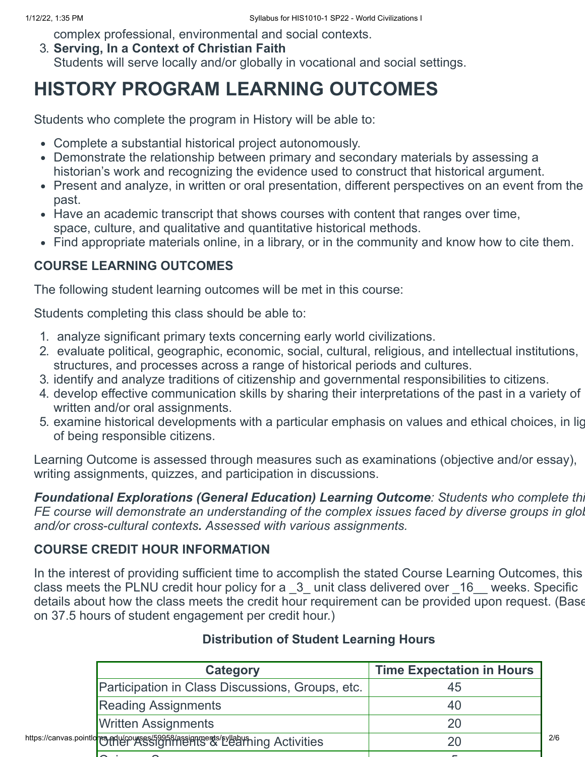complex professional, environmental and social contexts.

3. **Serving, In a Context of Christian Faith**
   Students will serve locally and/or globally in vocational and social settings.

# HISTORY PROGRAM LEARNING OUTCOMES

Students who complete the program in History will be able to:

- Complete a substantial historical project autonomously.
- Demonstrate the relationship between primary and secondary materials by assessing a historian's work and recognizing the evidence used to construct that historical argument.
- Present and analyze, in written or oral presentation, different perspectives on an event from the past.
- Have an academic transcript that shows courses with content that ranges over time, space, culture, and qualitative and quantitative historical methods.
- Find appropriate materials online, in a library, or in the community and know how to cite them.

### COURSE LEARNING OUTCOMES

The following student learning outcomes will be met in this course:

Students completing this class should be able to:

1. analyze significant primary texts concerning early world civilizations.
2. evaluate political, geographic, economic, social, cultural, religious, and intellectual institutions, structures, and processes across a range of historical periods and cultures.
3. identify and analyze traditions of citizenship and governmental responsibilities to citizens.
4. develop effective communication skills by sharing their interpretations of the past in a variety of written and/or oral assignments.
5. examine historical developments with a particular emphasis on values and ethical choices, in lig of being responsible citizens.

Learning Outcome is assessed through measures such as examinations (objective and/or essay), writing assignments, quizzes, and participation in discussions.

***Foundational Explorations (General Education) Learning Outcome****: Students who complete thi FE course will demonstrate an understanding of the complex issues faced by diverse groups in glob and/or cross-cultural contexts. Assessed with various assignments.*

### COURSE CREDIT HOUR INFORMATION

In the interest of providing sufficient time to accomplish the stated Course Learning Outcomes, this class meets the PLNU credit hour policy for a _3_ unit class delivered over _16__ weeks. Specific details about how the class meets the credit hour requirement can be provided upon request. (Base on 37.5 hours of student engagement per credit hour.)

**Distribution of Student Learning Hours**

| Category | Time Expectation in Hours |
| --- | --- |
| Participation in Class Discussions, Groups, etc. | 45 |
| Reading Assignments | 40 |
| Written Assignments | 20 |
| Other Assignments & Learning Activities | 20 |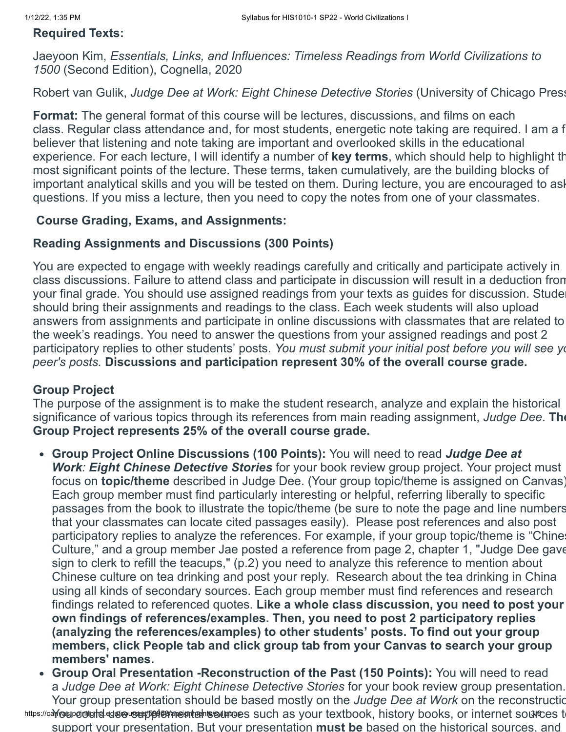**Required Texts:**

Jaeyoon Kim, *Essentials, Links, and Influences: Timeless Readings from World Civilizations to 1500* (Second Edition), Cognella, 2020

Robert van Gulik, *Judge Dee at Work: Eight Chinese Detective Stories* (University of Chicago Press

**Format:** The general format of this course will be lectures, discussions, and films on each class. Regular class attendance and, for most students, energetic note taking are required. I am a f believer that listening and note taking are important and overlooked skills in the educational experience. For each lecture, I will identify a number of **key terms**, which should help to highlight th most significant points of the lecture. These terms, taken cumulatively, are the building blocks of important analytical skills and you will be tested on them. During lecture, you are encouraged to ask questions. If you miss a lecture, then you need to copy the notes from one of your classmates.

**Course Grading, Exams, and Assignments:**

**Reading Assignments and Discussions (300 Points)**

You are expected to engage with weekly readings carefully and critically and participate actively in class discussions. Failure to attend class and participate in discussion will result in a deduction from your final grade. You should use assigned readings from your texts as guides for discussion. Studen should bring their assignments and readings to the class. Each week students will also upload answers from assignments and participate in online discussions with classmates that are related to the week's readings. You need to answer the questions from your assigned readings and post 2 participatory replies to other students' posts. *You must submit your initial post before you will see yo peer's posts.* **Discussions and participation represent 30% of the overall course grade.**

**Group Project**

The purpose of the assignment is to make the student research, analyze and explain the historical significance of various topics through its references from main reading assignment, *Judge Dee*. **The Group Project represents 25% of the overall course grade.**

- **Group Project Online Discussions (100 Points):** You will need to read ***Judge Dee at Work*: *Eight Chinese Detective Stories*** for your book review group project. Your project must focus on **topic/theme** described in Judge Dee. (Your group topic/theme is assigned on Canvas) Each group member must find particularly interesting or helpful, referring liberally to specific passages from the book to illustrate the topic/theme (be sure to note the page and line numbers that your classmates can locate cited passages easily). Please post references and also post participatory replies to analyze the references. For example, if your group topic/theme is "Chines Culture," and a group member Jae posted a reference from page 2, chapter 1, "Judge Dee gave sign to clerk to refill the teacups," (p.2) you need to analyze this reference to mention about Chinese culture on tea drinking and post your reply. Research about the tea drinking in China using all kinds of secondary sources. Each group member must find references and research findings related to referenced quotes. **Like a whole class discussion, you need to post your own findings of references/examples. Then, you need to post 2 participatory replies (analyzing the references/examples) to other students' posts. To find out your group members, click People tab and click group tab from your Canvas to search your group members' names.**
- **Group Oral Presentation -Reconstruction of the Past (150 Points):** You will need to read a *Judge Dee at Work: Eight Chinese Detective Stories* for your book review group presentation. Your group presentation should be based mostly on the *Judge Dee at Work* on the reconstructio You could use supplemental sources such as your textbook, history books, or internet sources t support your presentation. But your presentation **must be** based on the historical sources, and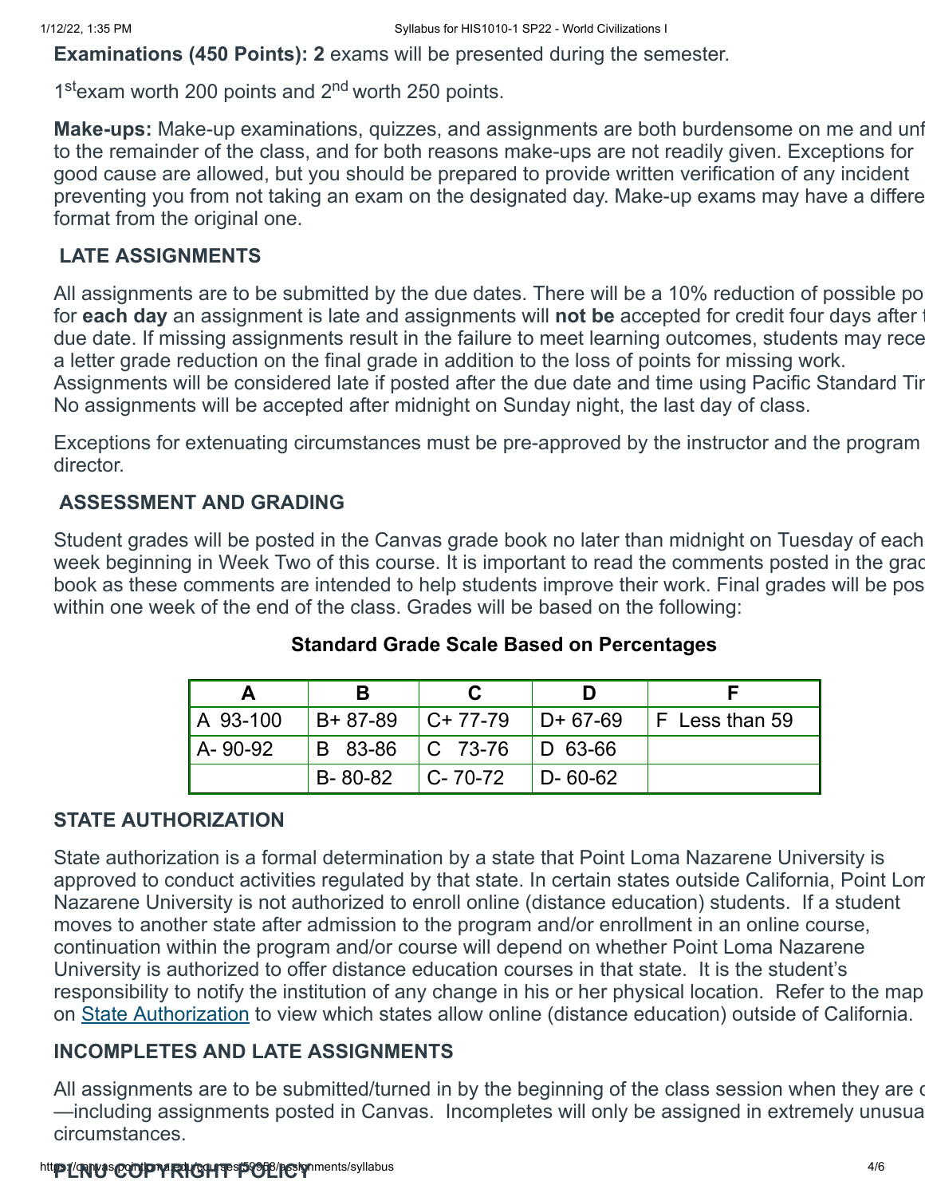**Examinations (450 Points): 2** exams will be presented during the semester.

1st exam worth 200 points and 2nd worth 250 points.

**Make-ups:** Make-up examinations, quizzes, and assignments are both burdensome on me and unf to the remainder of the class, and for both reasons make-ups are not readily given. Exceptions for good cause are allowed, but you should be prepared to provide written verification of any incident preventing you from not taking an exam on the designated day. Make-up exams may have a differe format from the original one.

## LATE ASSIGNMENTS

All assignments are to be submitted by the due dates. There will be a 10% reduction of possible po for **each day** an assignment is late and assignments will **not be** accepted for credit four days after t due date. If missing assignments result in the failure to meet learning outcomes, students may rece a letter grade reduction on the final grade in addition to the loss of points for missing work. Assignments will be considered late if posted after the due date and time using Pacific Standard Tir No assignments will be accepted after midnight on Sunday night, the last day of class.

Exceptions for extenuating circumstances must be pre-approved by the instructor and the program director.

## ASSESSMENT AND GRADING

Student grades will be posted in the Canvas grade book no later than midnight on Tuesday of each week beginning in Week Two of this course. It is important to read the comments posted in the grad book as these comments are intended to help students improve their work. Final grades will be pos within one week of the end of the class. Grades will be based on the following:

**Standard Grade Scale Based on Percentages**

| A | B | C | D | F |
|---|---|---|---|---|
| A 93-100 | B+ 87-89 | C+ 77-79 | D+ 67-69 | F Less than 59 |
| A- 90-92 | B 83-86 | C 73-76 | D 63-66 | |
| | B- 80-82 | C- 70-72 | D- 60-62 | |

## STATE AUTHORIZATION

State authorization is a formal determination by a state that Point Loma Nazarene University is approved to conduct activities regulated by that state. In certain states outside California, Point Lom Nazarene University is not authorized to enroll online (distance education) students. If a student moves to another state after admission to the program and/or enrollment in an online course, continuation within the program and/or course will depend on whether Point Loma Nazarene University is authorized to offer distance education courses in that state. It is the student's responsibility to notify the institution of any change in his or her physical location. Refer to the map on [State Authorization] to view which states allow online (distance education) outside of California.

## INCOMPLETES AND LATE ASSIGNMENTS

All assignments are to be submitted/turned in by the beginning of the class session when they are d —including assignments posted in Canvas. Incompletes will only be assigned in extremely unusua circumstances.

## PLNU COPYRIGHT POLICY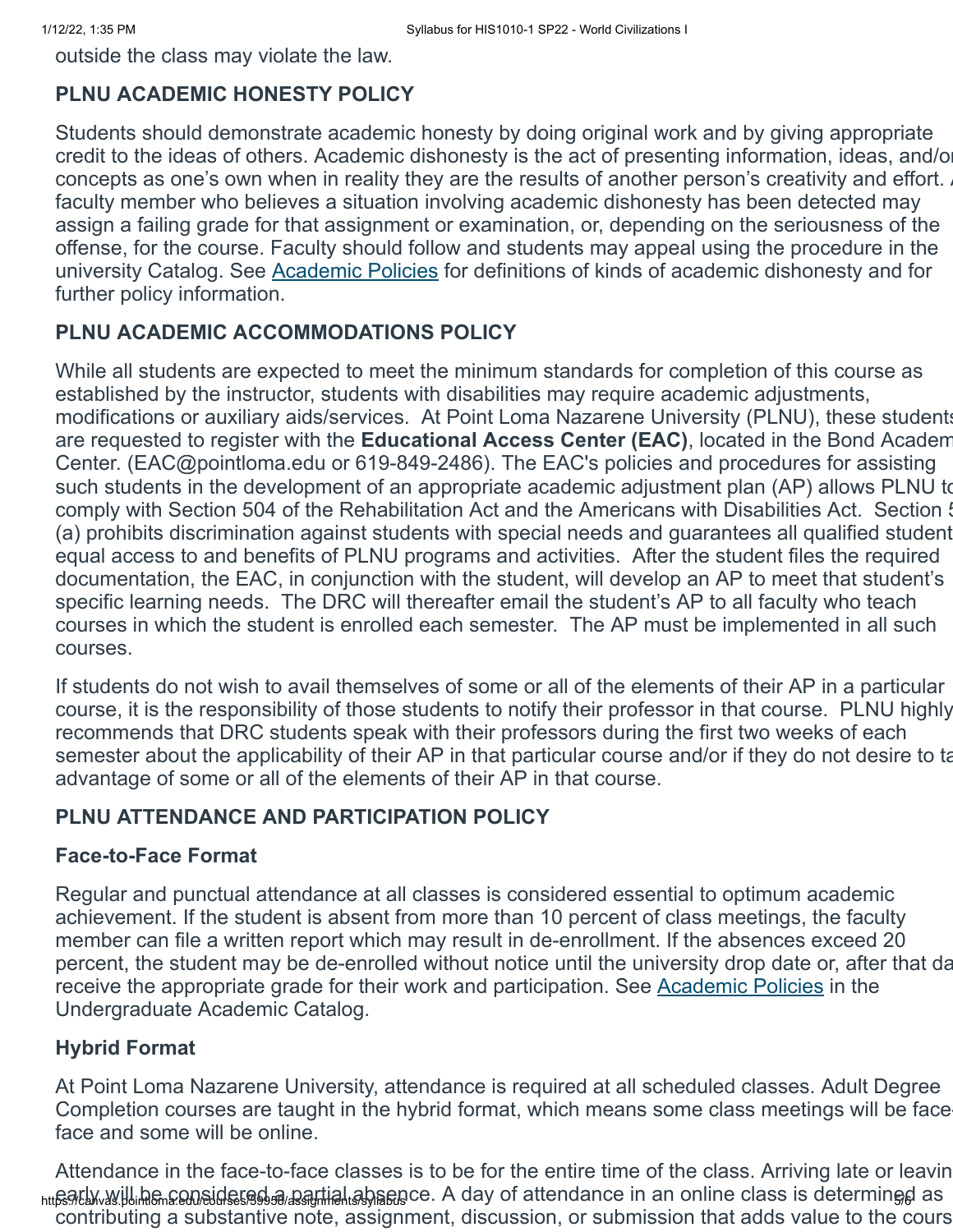outside the class may violate the law.

## PLNU ACADEMIC HONESTY POLICY

Students should demonstrate academic honesty by doing original work and by giving appropriate credit to the ideas of others. Academic dishonesty is the act of presenting information, ideas, and/or concepts as one's own when in reality they are the results of another person's creativity and effort. A faculty member who believes a situation involving academic dishonesty has been detected may assign a failing grade for that assignment or examination, or, depending on the seriousness of the offense, for the course. Faculty should follow and students may appeal using the procedure in the university Catalog. See Academic Policies for definitions of kinds of academic dishonesty and for further policy information.

## PLNU ACADEMIC ACCOMMODATIONS POLICY

While all students are expected to meet the minimum standards for completion of this course as established by the instructor, students with disabilities may require academic adjustments, modifications or auxiliary aids/services. At Point Loma Nazarene University (PLNU), these students are requested to register with the **Educational Access Center (EAC)**, located in the Bond Academic Center. (EAC@pointloma.edu or 619-849-2486). The EAC's policies and procedures for assisting such students in the development of an appropriate academic adjustment plan (AP) allows PLNU to comply with Section 504 of the Rehabilitation Act and the Americans with Disabilities Act. Section 504 (a) prohibits discrimination against students with special needs and guarantees all qualified students equal access to and benefits of PLNU programs and activities. After the student files the required documentation, the EAC, in conjunction with the student, will develop an AP to meet that student's specific learning needs. The DRC will thereafter email the student's AP to all faculty who teach courses in which the student is enrolled each semester. The AP must be implemented in all such courses.

If students do not wish to avail themselves of some or all of the elements of their AP in a particular course, it is the responsibility of those students to notify their professor in that course. PLNU highly recommends that DRC students speak with their professors during the first two weeks of each semester about the applicability of their AP in that particular course and/or if they do not desire to take advantage of some or all of the elements of their AP in that course.

## PLNU ATTENDANCE AND PARTICIPATION POLICY

### Face-to-Face Format

Regular and punctual attendance at all classes is considered essential to optimum academic achievement. If the student is absent from more than 10 percent of class meetings, the faculty member can file a written report which may result in de-enrollment. If the absences exceed 20 percent, the student may be de-enrolled without notice until the university drop date or, after that date, receive the appropriate grade for their work and participation. See Academic Policies in the Undergraduate Academic Catalog.

### Hybrid Format

At Point Loma Nazarene University, attendance is required at all scheduled classes. Adult Degree Completion courses are taught in the hybrid format, which means some class meetings will be face-to-face and some will be online.

Attendance in the face-to-face classes is to be for the entire time of the class. Arriving late or leaving early will be considered a partial absence. A day of attendance in an online class is determined as contributing a substantive note, assignment, discussion, or submission that adds value to the course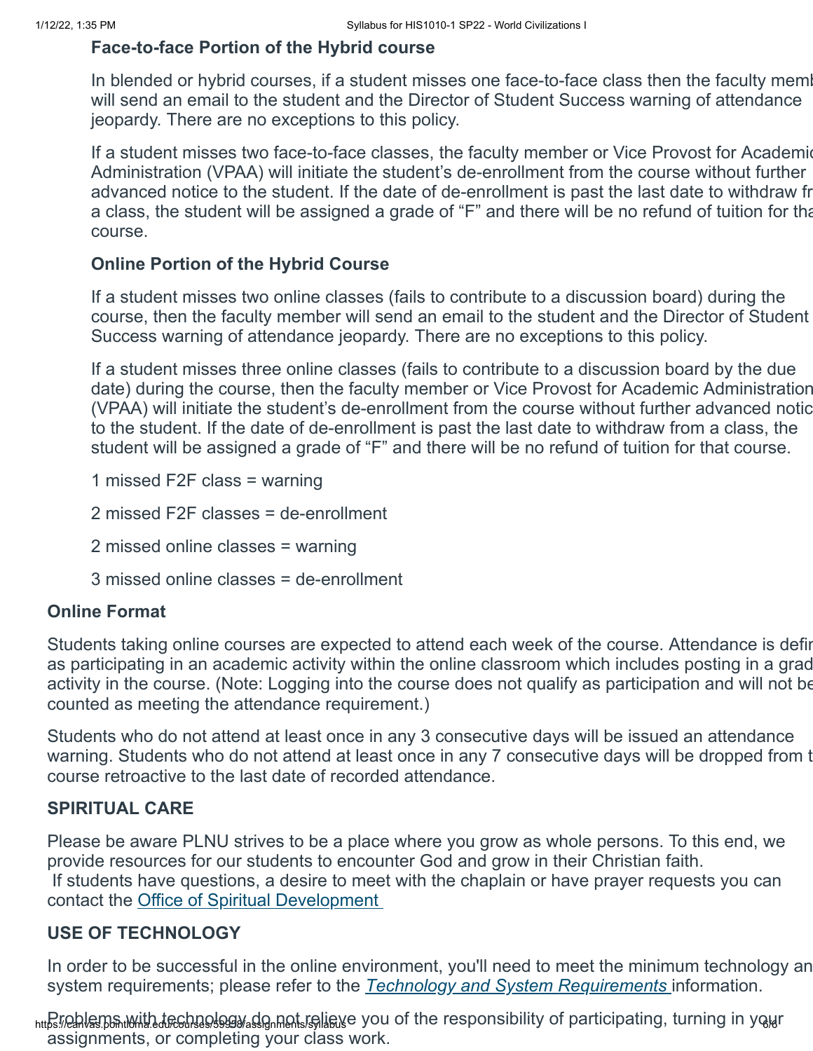### Face-to-face Portion of the Hybrid course

In blended or hybrid courses, if a student misses one face-to-face class then the faculty member will send an email to the student and the Director of Student Success warning of attendance jeopardy. There are no exceptions to this policy.

If a student misses two face-to-face classes, the faculty member or Vice Provost for Academic Administration (VPAA) will initiate the student's de-enrollment from the course without further advanced notice to the student. If the date of de-enrollment is past the last date to withdraw from a class, the student will be assigned a grade of "F" and there will be no refund of tuition for that course.

### Online Portion of the Hybrid Course

If a student misses two online classes (fails to contribute to a discussion board) during the course, then the faculty member will send an email to the student and the Director of Student Success warning of attendance jeopardy. There are no exceptions to this policy.

If a student misses three online classes (fails to contribute to a discussion board by the due date) during the course, then the faculty member or Vice Provost for Academic Administration (VPAA) will initiate the student's de-enrollment from the course without further advanced notice to the student. If the date of de-enrollment is past the last date to withdraw from a class, the student will be assigned a grade of "F" and there will be no refund of tuition for that course.

1 missed F2F class = warning

2 missed F2F classes = de-enrollment

2 missed online classes = warning

3 missed online classes = de-enrollment

### Online Format

Students taking online courses are expected to attend each week of the course. Attendance is defined as participating in an academic activity within the online classroom which includes posting in a graded activity in the course. (Note: Logging into the course does not qualify as participation and will not be counted as meeting the attendance requirement.)

Students who do not attend at least once in any 3 consecutive days will be issued an attendance warning. Students who do not attend at least once in any 7 consecutive days will be dropped from the course retroactive to the last date of recorded attendance.

## SPIRITUAL CARE

Please be aware PLNU strives to be a place where you grow as whole persons. To this end, we provide resources for our students to encounter God and grow in their Christian faith.
If students have questions, a desire to meet with the chaplain or have prayer requests you can contact the Office of Spiritual Development

## USE OF TECHNOLOGY

In order to be successful in the online environment, you'll need to meet the minimum technology and system requirements; please refer to the *Technology and System Requirements* information.

Problems with technology do not relieve you of the responsibility of participating, turning in your assignments, or completing your class work.